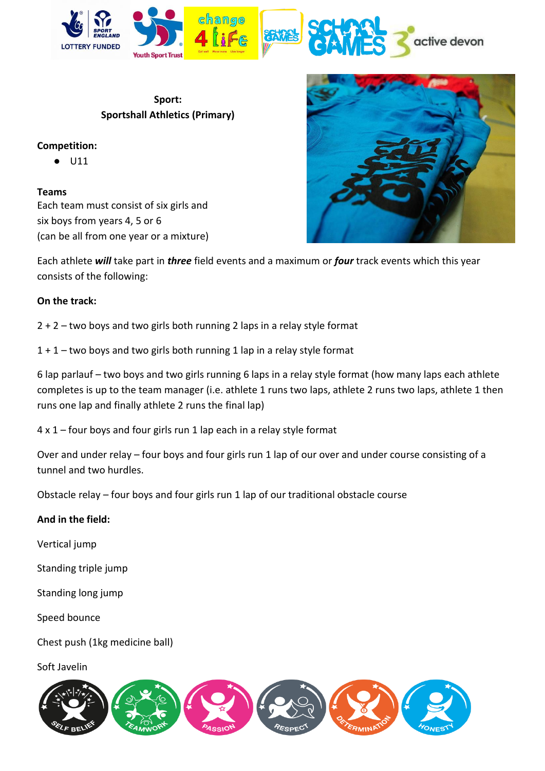**Sport:**
**Sportshall Athletics (Primary)**

**Competition:**

- U11

**Teams**

Each team must consist of six girls and six boys from years 4, 5 or 6 (can be all from one year or a mixture)

Each athlete ***will*** take part in ***three*** field events and a maximum or ***four*** track events which this year consists of the following:

**On the track:**

2 + 2 – two boys and two girls both running 2 laps in a relay style format

1 + 1 – two boys and two girls both running 1 lap in a relay style format

6 lap parlauf – two boys and two girls running 6 laps in a relay style format (how many laps each athlete completes is up to the team manager (i.e. athlete 1 runs two laps, athlete 2 runs two laps, athlete 1 then runs one lap and finally athlete 2 runs the final lap)

4 x 1 – four boys and four girls run 1 lap each in a relay style format

Over and under relay – four boys and four girls run 1 lap of our over and under course consisting of a tunnel and two hurdles.

Obstacle relay – four boys and four girls run 1 lap of our traditional obstacle course

**And in the field:**

Vertical jump

Standing triple jump

Standing long jump

Speed bounce

Chest push (1kg medicine ball)

Soft Javelin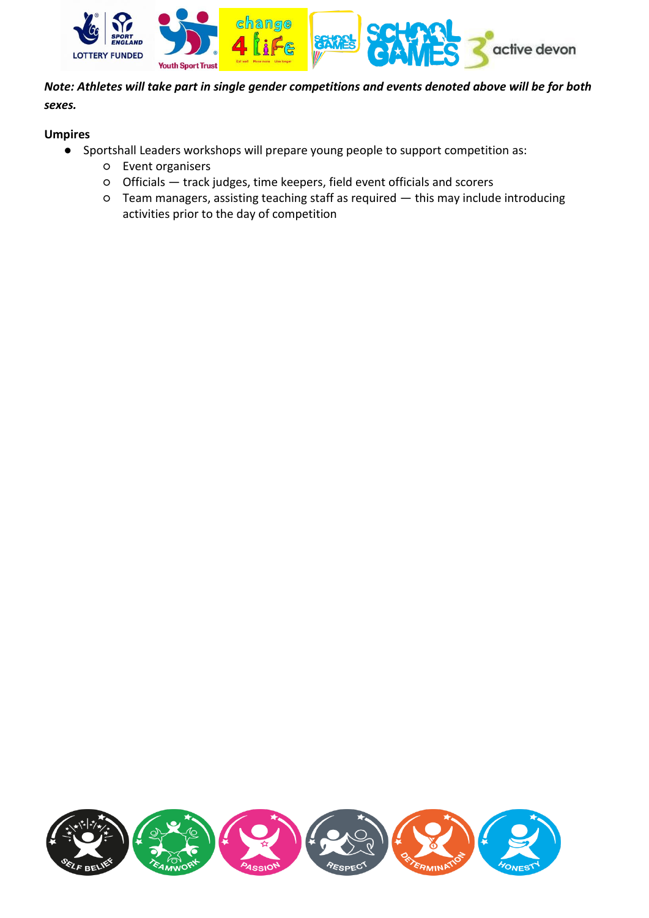*Note: Athletes will take part in single gender competitions and events denoted above will be for both sexes.*

**Umpires**

- Sportshall Leaders workshops will prepare young people to support competition as:
  - Event organisers
  - Officials — track judges, time keepers, field event officials and scorers
  - Team managers, assisting teaching staff as required — this may include introducing activities prior to the day of competition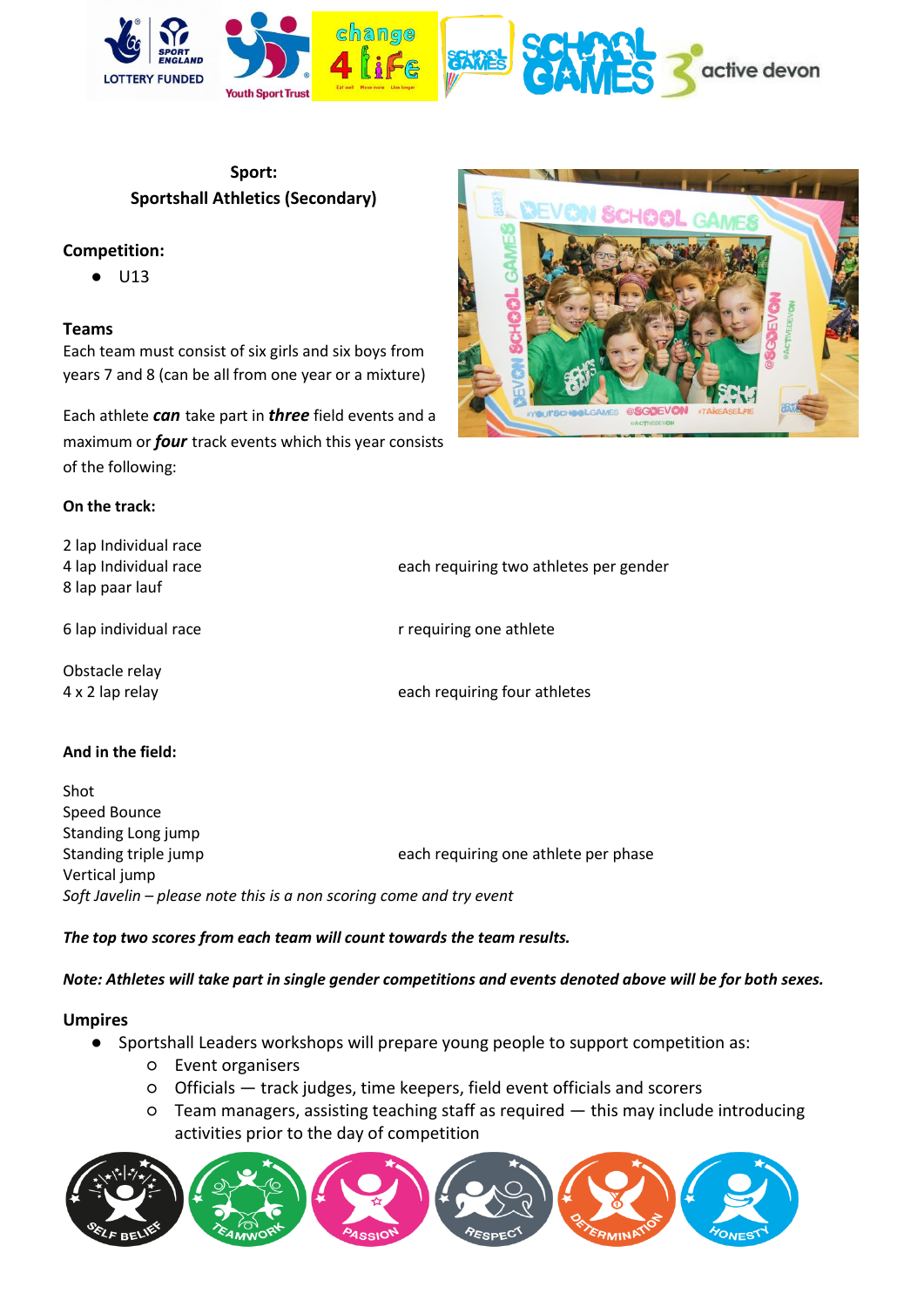**Sport:**
**Sportshall Athletics (Secondary)**

**Competition:**

- U13

**Teams**

Each team must consist of six girls and six boys from years 7 and 8 (can be all from one year or a mixture)

Each athlete ***can*** take part in ***three*** field events and a maximum or ***four*** track events which this year consists of the following:

**On the track:**

2 lap Individual race
4 lap Individual race — each requiring two athletes per gender
8 lap paar lauf

6 lap individual race — r requiring one athlete

Obstacle relay
4 x 2 lap relay — each requiring four athletes

**And in the field:**

Shot
Speed Bounce
Standing Long jump
Standing triple jump — each requiring one athlete per phase
Vertical jump
*Soft Javelin – please note this is a non scoring come and try event*

***The top two scores from each team will count towards the team results.***

***Note: Athletes will take part in single gender competitions and events denoted above will be for both sexes.***

**Umpires**

- Sportshall Leaders workshops will prepare young people to support competition as:
  - Event organisers
  - Officials — track judges, time keepers, field event officials and scorers
  - Team managers, assisting teaching staff as required — this may include introducing activities prior to the day of competition